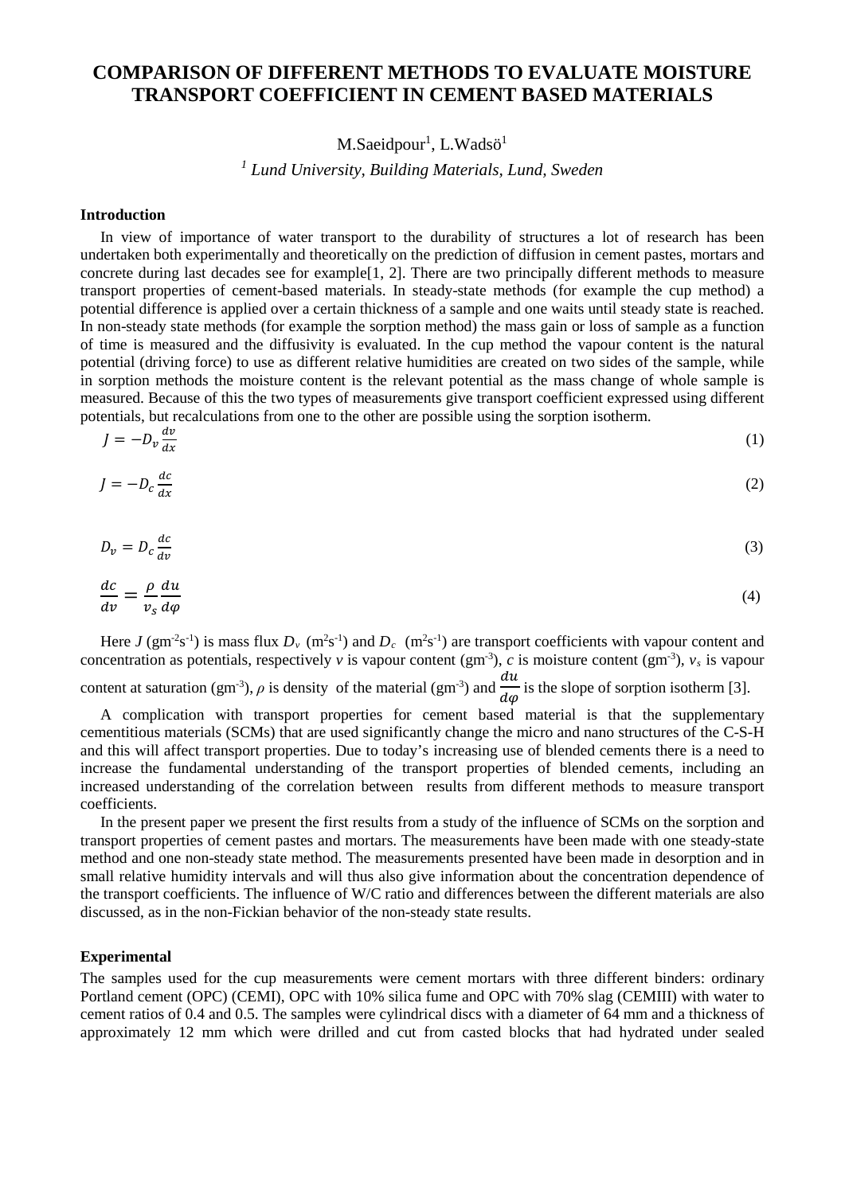# COMPARISON OF DIFFERENT METHODS TO EVALUATE MOISTURE TRANSPORT COEFFICIENT IN CEMENT BASED MATERIALS

M.Saeidpour[1], L.Wadsö[1]

[1] *Lund University, Building Materials, Lund, Sweden*

### Introduction

In view of importance of water transport to the durability of structures a lot of research has been undertaken both experimentally and theoretically on the prediction of diffusion in cement pastes, mortars and concrete during last decades see for example[1, 2]. There are two principally different methods to measure transport properties of cement-based materials. In steady-state methods (for example the cup method) a potential difference is applied over a certain thickness of a sample and one waits until steady state is reached. In non-steady state methods (for example the sorption method) the mass gain or loss of sample as a function of time is measured and the diffusivity is evaluated. In the cup method the vapour content is the natural potential (driving force) to use as different relative humidities are created on two sides of the sample, while in sorption methods the moisture content is the relevant potential as the mass change of whole sample is measured. Because of this the two types of measurements give transport coefficient expressed using different potentials, but recalculations from one to the other are possible using the sorption isotherm.

$$J = -D_v \frac{dv}{dx} \tag{1}$$

$$J = -D_c \frac{dc}{dx} \tag{2}$$

$$D_v = D_c \frac{dc}{dv} \tag{3}$$

$$\frac{dc}{dv} = \frac{\rho}{v_s} \frac{du}{d\varphi} \tag{4}$$

Here $J$ ($gm^{-2}s^{-1}$) is mass flux $D_v$ ($m^2s^{-1}$) and $D_c$ ($m^2s^{-1}$) are transport coefficients with vapour content and concentration as potentials, respectively $v$ is vapour content ($gm^{-3}$), $c$ is moisture content ($gm^{-3}$), $v_s$ is vapour content at saturation ($gm^{-3}$), $\rho$ is density of the material ($gm^{-3}$) and $\frac{du}{d\varphi}$ is the slope of sorption isotherm [3].

A complication with transport properties for cement based material is that the supplementary cementitious materials (SCMs) that are used significantly change the micro and nano structures of the C-S-H and this will affect transport properties. Due to today's increasing use of blended cements there is a need to increase the fundamental understanding of the transport properties of blended cements, including an increased understanding of the correlation between results from different methods to measure transport coefficients.

In the present paper we present the first results from a study of the influence of SCMs on the sorption and transport properties of cement pastes and mortars. The measurements have been made with one steady-state method and one non-steady state method. The measurements presented have been made in desorption and in small relative humidity intervals and will thus also give information about the concentration dependence of the transport coefficients. The influence of W/C ratio and differences between the different materials are also discussed, as in the non-Fickian behavior of the non-steady state results.

### Experimental

The samples used for the cup measurements were cement mortars with three different binders: ordinary Portland cement (OPC) (CEMI), OPC with 10% silica fume and OPC with 70% slag (CEMIII) with water to cement ratios of 0.4 and 0.5. The samples were cylindrical discs with a diameter of 64 mm and a thickness of approximately 12 mm which were drilled and cut from casted blocks that had hydrated under sealed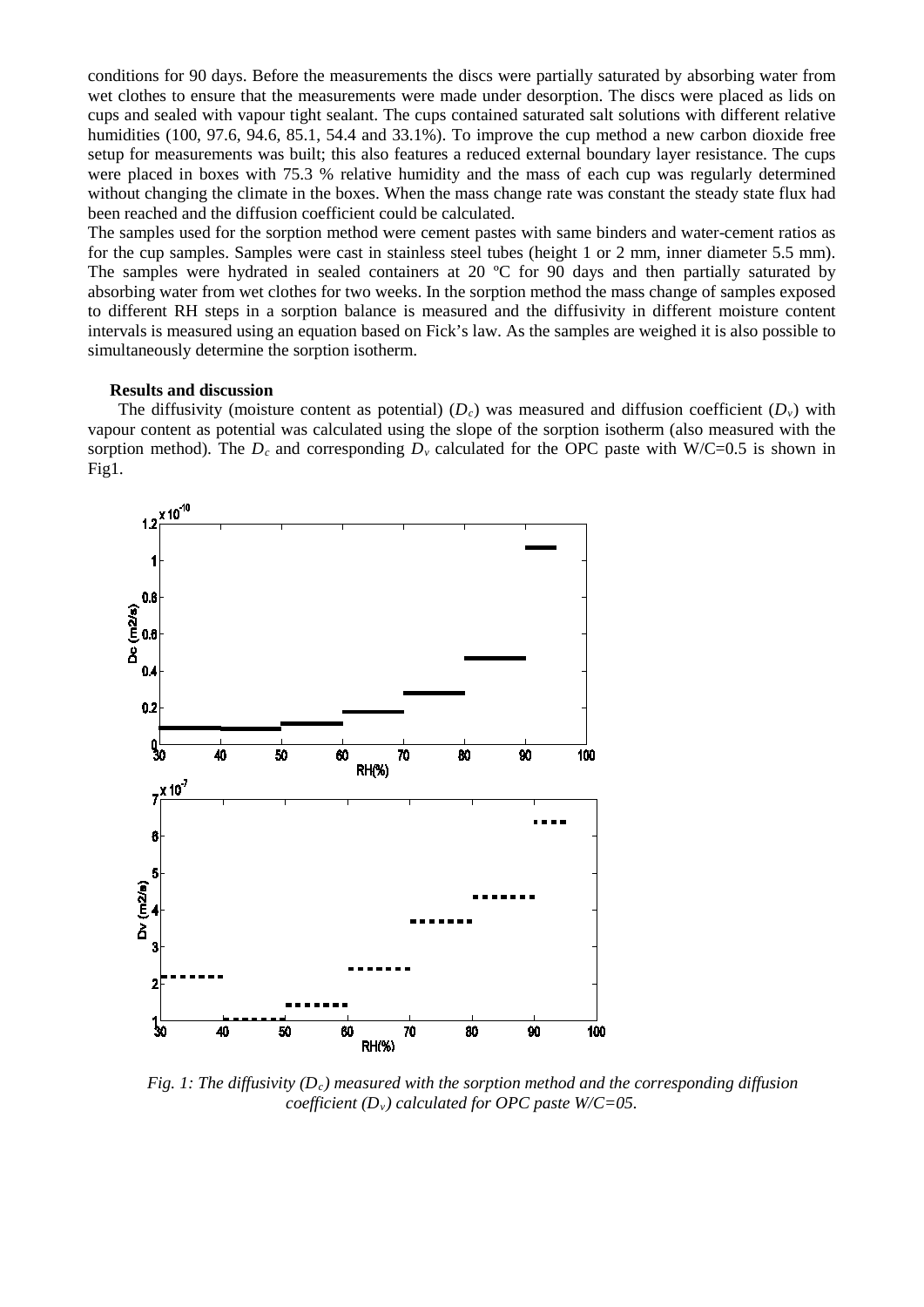conditions for 90 days. Before the measurements the discs were partially saturated by absorbing water from wet clothes to ensure that the measurements were made under desorption. The discs were placed as lids on cups and sealed with vapour tight sealant. The cups contained saturated salt solutions with different relative humidities (100, 97.6, 94.6, 85.1, 54.4 and 33.1%). To improve the cup method a new carbon dioxide free setup for measurements was built; this also features a reduced external boundary layer resistance. The cups were placed in boxes with 75.3 % relative humidity and the mass of each cup was regularly determined without changing the climate in the boxes. When the mass change rate was constant the steady state flux had been reached and the diffusion coefficient could be calculated.

The samples used for the sorption method were cement pastes with same binders and water-cement ratios as for the cup samples. Samples were cast in stainless steel tubes (height 1 or 2 mm, inner diameter 5.5 mm). The samples were hydrated in sealed containers at 20 ºC for 90 days and then partially saturated by absorbing water from wet clothes for two weeks. In the sorption method the mass change of samples exposed to different RH steps in a sorption balance is measured and the diffusivity in different moisture content intervals is measured using an equation based on Fick's law. As the samples are weighed it is also possible to simultaneously determine the sorption isotherm.

**Results and discussion**

The diffusivity (moisture content as potential) ($D_c$) was measured and diffusion coefficient ($D_v$) with vapour content as potential was calculated using the slope of the sorption isotherm (also measured with the sorption method). The $D_c$ and corresponding $D_v$ calculated for the OPC paste with W/C=0.5 is shown in Fig1.

*Fig. 1: The diffusivity ($D_c$) measured with the sorption method and the corresponding diffusion coefficient ($D_v$) calculated for OPC paste W/C=05.*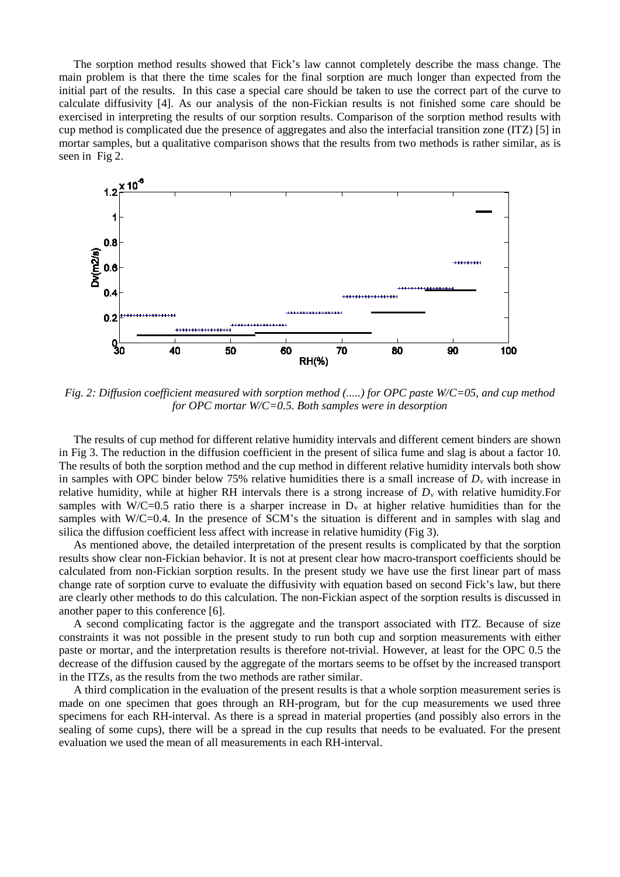The sorption method results showed that Fick's law cannot completely describe the mass change. The main problem is that there the time scales for the final sorption are much longer than expected from the initial part of the results. In this case a special care should be taken to use the correct part of the curve to calculate diffusivity [4]. As our analysis of the non-Fickian results is not finished some care should be exercised in interpreting the results of our sorption results. Comparison of the sorption method results with cup method is complicated due the presence of aggregates and also the interfacial transition zone (ITZ) [5] in mortar samples, but a qualitative comparison shows that the results from two methods is rather similar, as is seen in Fig 2.

*Fig. 2: Diffusion coefficient measured with sorption method (.....) for OPC paste W/C=05, and cup method for OPC mortar W/C=0.5. Both samples were in desorption*

The results of cup method for different relative humidity intervals and different cement binders are shown in Fig 3. The reduction in the diffusion coefficient in the present of silica fume and slag is about a factor 10. The results of both the sorption method and the cup method in different relative humidity intervals both show in samples with OPC binder below 75% relative humidities there is a small increase of $D_v$ with increase in relative humidity, while at higher RH intervals there is a strong increase of $D_v$ with relative humidity.For samples with W/C=0.5 ratio there is a sharper increase in $D_v$ at higher relative humidities than for the samples with W/C=0.4. In the presence of SCM's the situation is different and in samples with slag and silica the diffusion coefficient less affect with increase in relative humidity (Fig 3).

As mentioned above, the detailed interpretation of the present results is complicated by that the sorption results show clear non-Fickian behavior. It is not at present clear how macro-transport coefficients should be calculated from non-Fickian sorption results. In the present study we have use the first linear part of mass change rate of sorption curve to evaluate the diffusivity with equation based on second Fick's law, but there are clearly other methods to do this calculation. The non-Fickian aspect of the sorption results is discussed in another paper to this conference [6].

A second complicating factor is the aggregate and the transport associated with ITZ. Because of size constraints it was not possible in the present study to run both cup and sorption measurements with either paste or mortar, and the interpretation results is therefore not-trivial. However, at least for the OPC 0.5 the decrease of the diffusion caused by the aggregate of the mortars seems to be offset by the increased transport in the ITZs, as the results from the two methods are rather similar.

A third complication in the evaluation of the present results is that a whole sorption measurement series is made on one specimen that goes through an RH-program, but for the cup measurements we used three specimens for each RH-interval. As there is a spread in material properties (and possibly also errors in the sealing of some cups), there will be a spread in the cup results that needs to be evaluated. For the present evaluation we used the mean of all measurements in each RH-interval.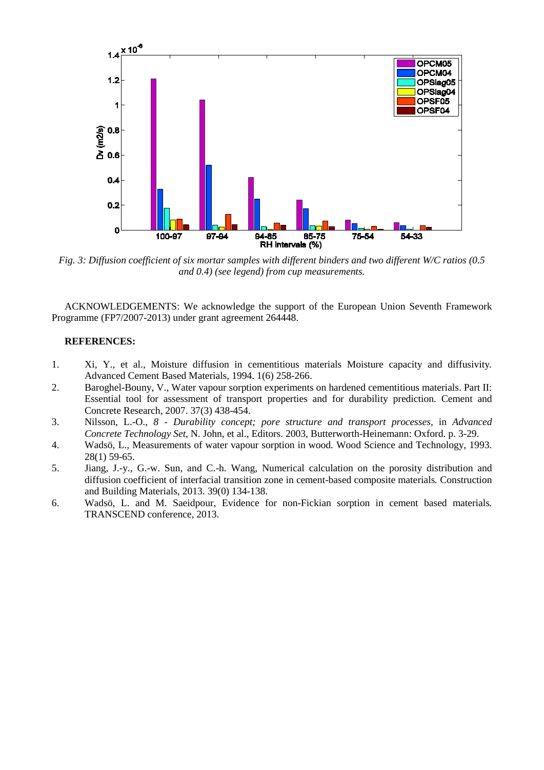1.4 x 10^-8

1.2

1

0.8

0.6

0.4

0.2

0

Dv (m2/s)

100-97
97-94
94-85
85-75
75-54
54-33

RH intervals (%)

OPCM05
OPCM04
OPSlag05
OPSlag04
OPSF05
OPSF04

*Fig. 3: Diffusion coefficient of six mortar samples with different binders and two different W/C ratios (0.5 and 0.4) (see legend) from cup measurements.*

ACKNOWLEDGEMENTS: We acknowledge the support of the European Union Seventh Framework Programme (FP7/2007-2013) under grant agreement 264448.

**REFERENCES:**

1. Xi, Y., et al., Moisture diffusion in cementitious materials Moisture capacity and diffusivity. Advanced Cement Based Materials, 1994. 1(6) 258-266.
2. Baroghel-Bouny, V., Water vapour sorption experiments on hardened cementitious materials. Part II: Essential tool for assessment of transport properties and for durability prediction. Cement and Concrete Research, 2007. 37(3) 438-454.
3. Nilsson, L.-O., *8 - Durability concept; pore structure and transport processes*, in *Advanced Concrete Technology Set*, N. John, et al., Editors. 2003, Butterworth-Heinemann: Oxford. p. 3-29.
4. Wadsö, L., Measurements of water vapour sorption in wood. Wood Science and Technology, 1993. 28(1) 59-65.
5. Jiang, J.-y., G.-w. Sun, and C.-h. Wang, Numerical calculation on the porosity distribution and diffusion coefficient of interfacial transition zone in cement-based composite materials. Construction and Building Materials, 2013. 39(0) 134-138.
6. Wadsö, L. and M. Saeidpour, Evidence for non-Fickian sorption in cement based materials. TRANSCEND conference, 2013.